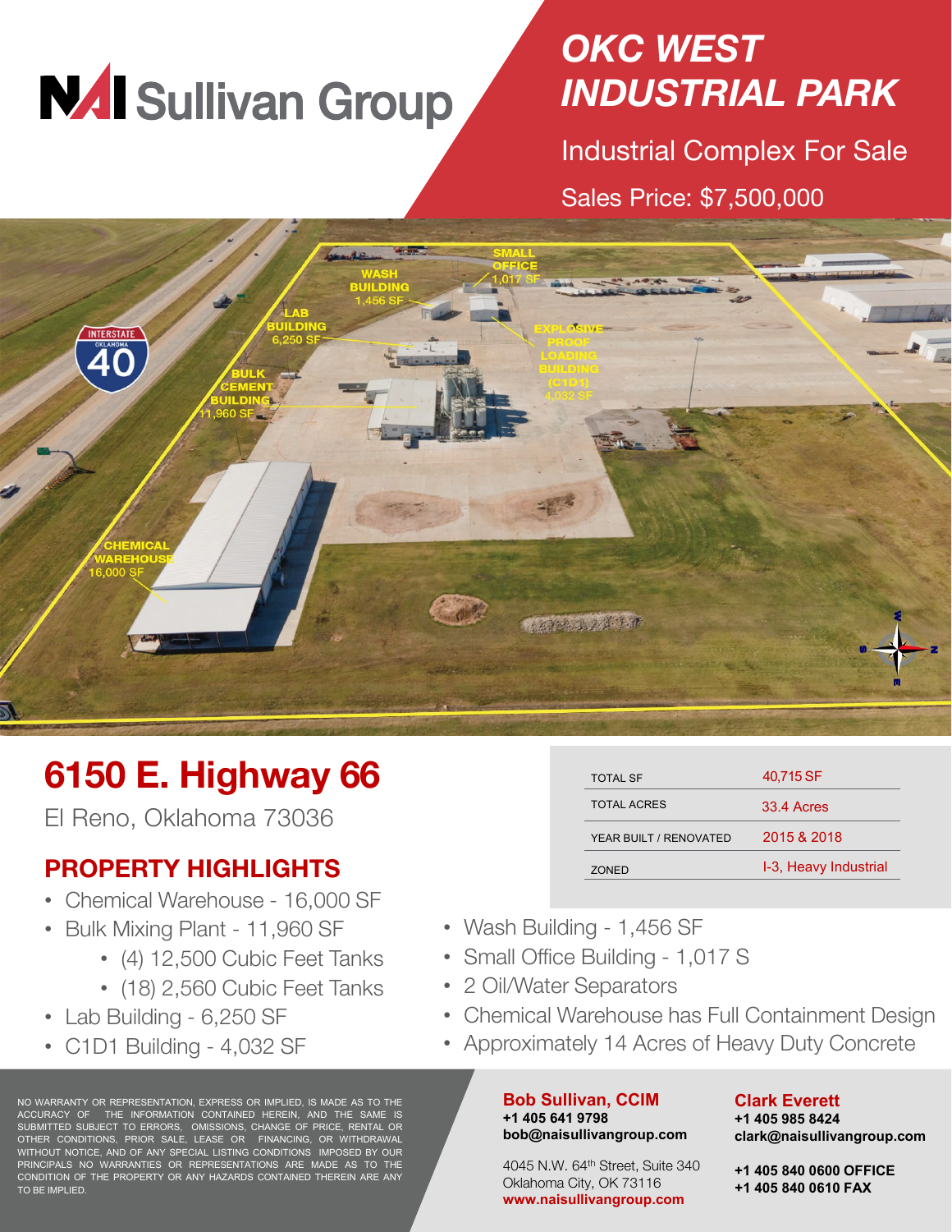NAI Sullivan Group

# OKC WEST INDUSTRIAL PARK

Industrial Complex For Sale

Sales Price: $7,500,000

# 6150 E. Highway 66

El Reno, Oklahoma 73036

| TOTAL SF | 40,715 SF |
| --- | --- |
| TOTAL ACRES | 33.4 Acres |
| YEAR BUILT / RENOVATED | 2015 & 2018 |
| ZONED | I-3, Heavy Industrial |

## PROPERTY HIGHLIGHTS

- Chemical Warehouse - 16,000 SF
- Bulk Mixing Plant - 11,960 SF
  - (4) 12,500 Cubic Feet Tanks
  - (18) 2,560 Cubic Feet Tanks
- Lab Building - 6,250 SF
- C1D1 Building - 4,032 SF
- Wash Building - 1,456 SF
- Small Office Building - 1,017 S
- 2 Oil/Water Separators
- Chemical Warehouse has Full Containment Design
- Approximately 14 Acres of Heavy Duty Concrete

NO WARRANTY OR REPRESENTATION, EXPRESS OR IMPLIED, IS MADE AS TO THE ACCURACY OF THE INFORMATION CONTAINED HEREIN, AND THE SAME IS SUBMITTED SUBJECT TO ERRORS, OMISSIONS, CHANGE OF PRICE, RENTAL OR OTHER CONDITIONS, PRIOR SALE, LEASE OR FINANCING, OR WITHDRAWAL WITHOUT NOTICE, AND OF ANY SPECIAL LISTING CONDITIONS IMPOSED BY OUR PRINCIPALS NO WARRANTIES OR REPRESENTATIONS ARE MADE AS TO THE CONDITION OF THE PROPERTY OR ANY HAZARDS CONTAINED THEREIN ARE ANY TO BE IMPLIED.

**Bob Sullivan, CCIM**
**+1 405 641 9798**
**bob@naisullivangroup.com**

4045 N.W. 64th Street, Suite 340
Oklahoma City, OK 73116
**www.naisullivangroup.com**

**Clark Everett**
**+1 405 985 8424**
**clark@naisullivangroup.com**

**+1 405 840 0600 OFFICE**
**+1 405 840 0610 FAX**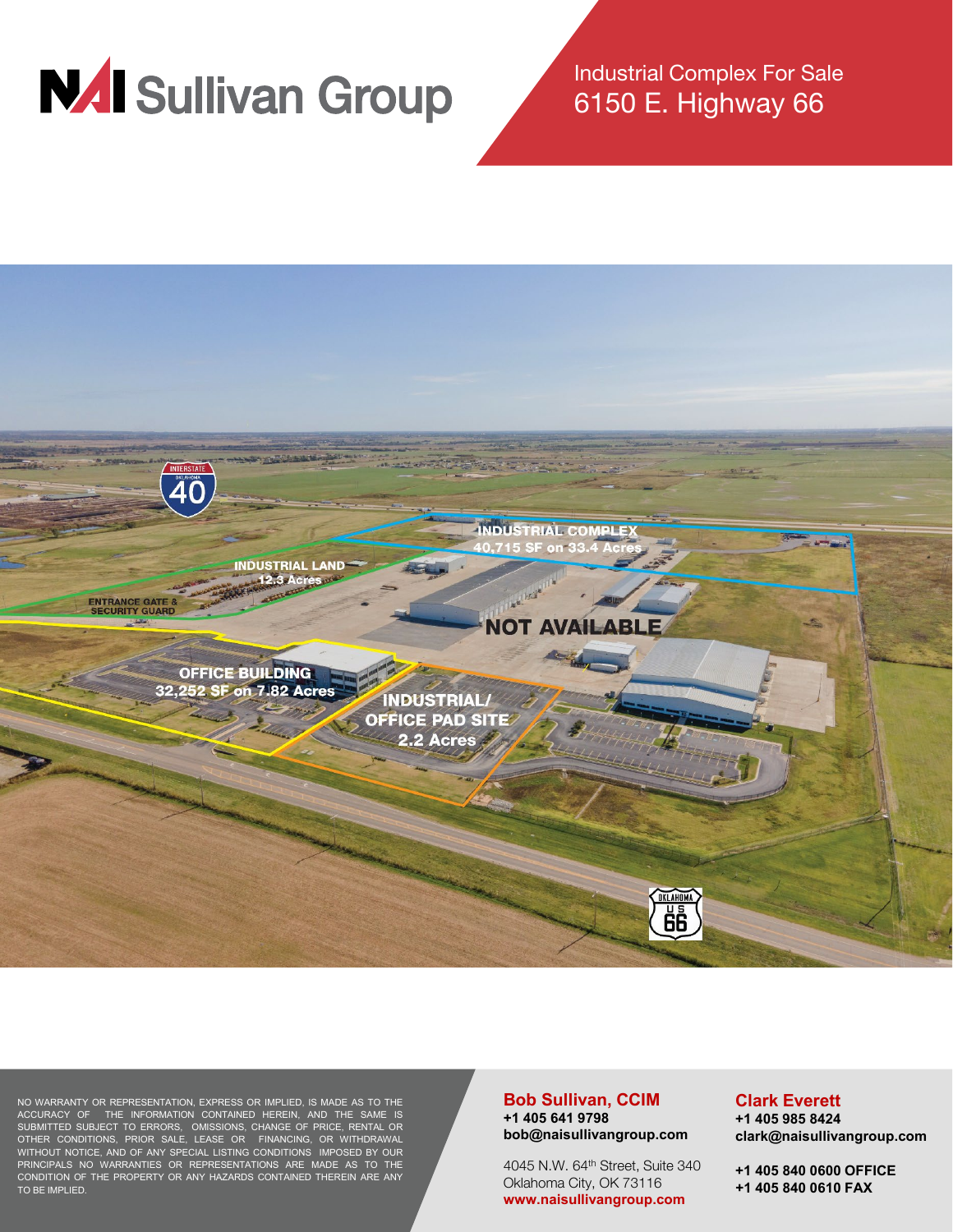# NAI Sullivan Group

Industrial Complex For Sale
6150 E. Highway 66

INTERSTATE 40

INDUSTRIAL COMPLEX
40,715 SF on 33.4 Acres

INDUSTRIAL LAND
12.3 Acres

ENTRANCE GATE & SECURITY GUARD

NOT AVAILABLE

OFFICE BUILDING
32,252 SF on 7.82 Acres

INDUSTRIAL/ OFFICE PAD SITE
2.2 Acres

OKLAHOMA US 66

NO WARRANTY OR REPRESENTATION, EXPRESS OR IMPLIED, IS MADE AS TO THE ACCURACY OF THE INFORMATION CONTAINED HEREIN, AND THE SAME IS SUBMITTED SUBJECT TO ERRORS, OMISSIONS, CHANGE OF PRICE, RENTAL OR OTHER CONDITIONS, PRIOR SALE, LEASE OR FINANCING, OR WITHDRAWAL WITHOUT NOTICE, AND OF ANY SPECIAL LISTING CONDITIONS IMPOSED BY OUR PRINCIPALS NO WARRANTIES OR REPRESENTATIONS ARE MADE AS TO THE CONDITION OF THE PROPERTY OR ANY HAZARDS CONTAINED THEREIN ARE ANY TO BE IMPLIED.

**Bob Sullivan, CCIM**
**+1 405 641 9798**
**bob@naisullivangroup.com**

4045 N.W. 64th Street, Suite 340
Oklahoma City, OK 73116
**www.naisullivangroup.com**

**Clark Everett**
**+1 405 985 8424**
**clark@naisullivangroup.com**

**+1 405 840 0600 OFFICE**
**+1 405 840 0610 FAX**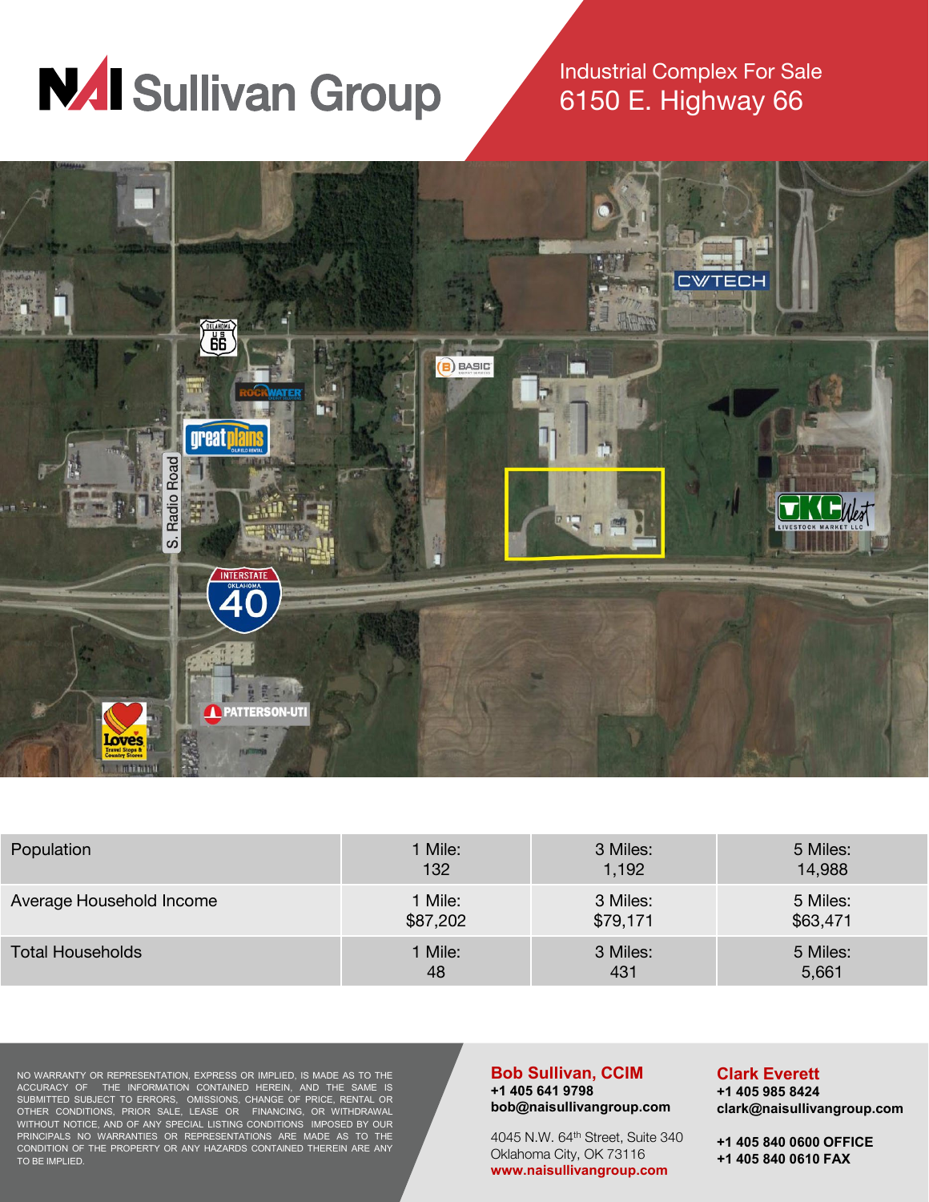# NAI Sullivan Group

Industrial Complex For Sale
6150 E. Highway 66

| | | | |
|---|---|---|---|
| Population | 1 Mile: 132 | 3 Miles: 1,192 | 5 Miles: 14,988 |
| Average Household Income | 1 Mile: $87,202 | 3 Miles: $79,171 | 5 Miles: $63,471 |
| Total Households | 1 Mile: 48 | 3 Miles: 431 | 5 Miles: 5,661 |

NO WARRANTY OR REPRESENTATION, EXPRESS OR IMPLIED, IS MADE AS TO THE ACCURACY OF THE INFORMATION CONTAINED HEREIN, AND THE SAME IS SUBMITTED SUBJECT TO ERRORS, OMISSIONS, CHANGE OF PRICE, RENTAL OR OTHER CONDITIONS, PRIOR SALE, LEASE OR FINANCING, OR WITHDRAWAL WITHOUT NOTICE, AND OF ANY SPECIAL LISTING CONDITIONS IMPOSED BY OUR PRINCIPALS NO WARRANTIES OR REPRESENTATIONS ARE MADE AS TO THE CONDITION OF THE PROPERTY OR ANY HAZARDS CONTAINED THEREIN ARE ANY TO BE IMPLIED.

**Bob Sullivan, CCIM**
**+1 405 641 9798**
**bob@naisullivangroup.com**

4045 N.W. 64th Street, Suite 340
Oklahoma City, OK 73116
**www.naisullivangroup.com**

**Clark Everett**
**+1 405 985 8424**
**clark@naisullivangroup.com**

**+1 405 840 0600 OFFICE**
**+1 405 840 0610 FAX**